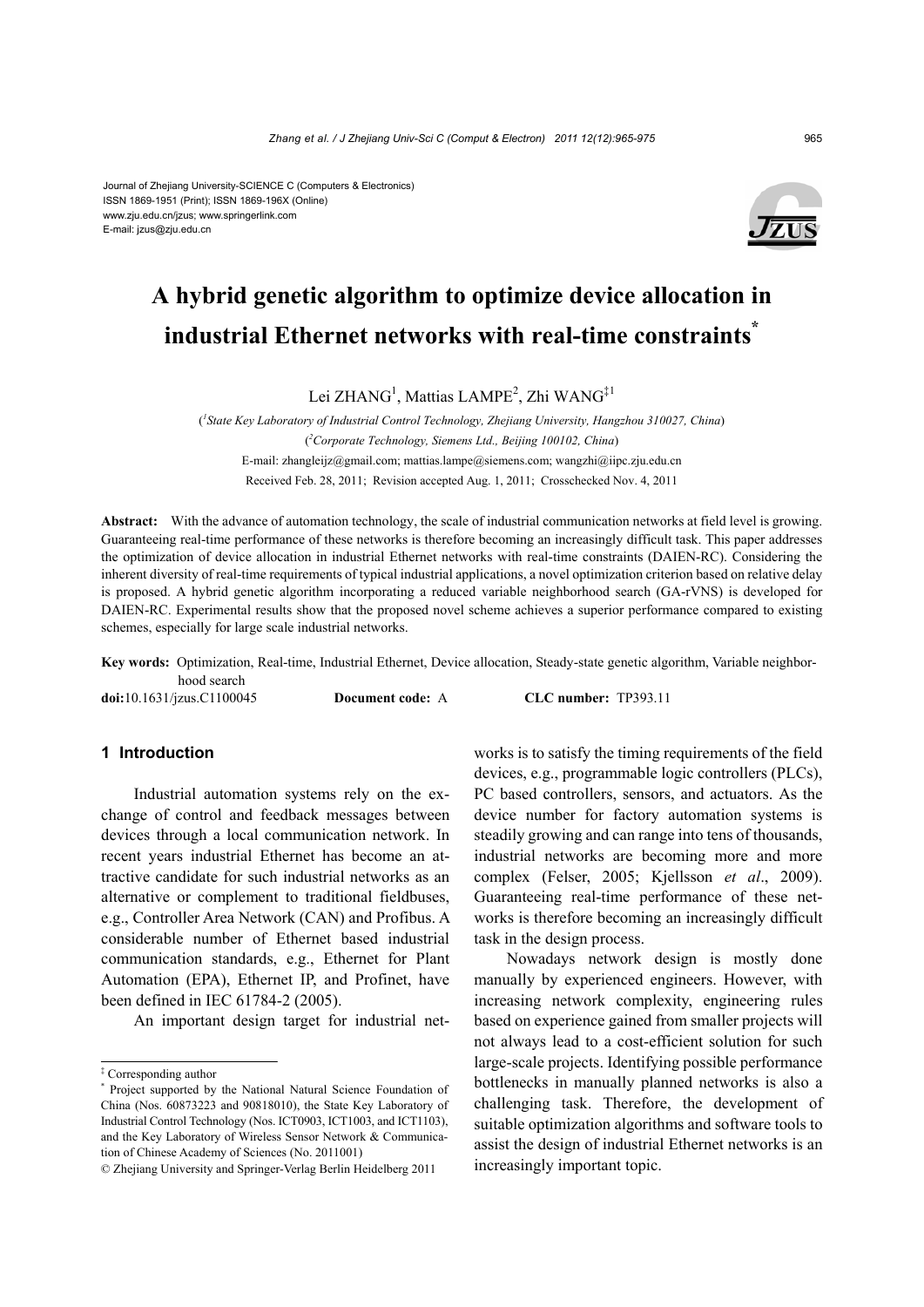Journal of Zhejiang University-SCIENCE C (Computers & Electronics)
ISSN 1869-1951 (Print); ISSN 1869-196X (Online)
www.zju.edu.cn/jzus; www.springerlink.com
E-mail: jzus@zju.edu.cn

# A hybrid genetic algorithm to optimize device allocation in industrial Ethernet networks with real-time constraints*

Lei ZHANG[1], Mattias LAMPE[2], Zhi WANG[‡1]

([1]*State Key Laboratory of Industrial Control Technology, Zhejiang University, Hangzhou 310027, China*)
([2]*Corporate Technology, Siemens Ltd., Beijing 100102, China*)
E-mail: zhangleijz@gmail.com; mattias.lampe@siemens.com; wangzhi@iipc.zju.edu.cn
Received Feb. 28, 2011; Revision accepted Aug. 1, 2011; Crosschecked Nov. 4, 2011

**Abstract:** With the advance of automation technology, the scale of industrial communication networks at field level is growing. Guaranteeing real-time performance of these networks is therefore becoming an increasingly difficult task. This paper addresses the optimization of device allocation in industrial Ethernet networks with real-time constraints (DAIEN-RC). Considering the inherent diversity of real-time requirements of typical industrial applications, a novel optimization criterion based on relative delay is proposed. A hybrid genetic algorithm incorporating a reduced variable neighborhood search (GA-rVNS) is developed for DAIEN-RC. Experimental results show that the proposed novel scheme achieves a superior performance compared to existing schemes, especially for large scale industrial networks.

**Key words:** Optimization, Real-time, Industrial Ethernet, Device allocation, Steady-state genetic algorithm, Variable neighborhood search

**doi:**10.1631/jzus.C1100045 **Document code:** A **CLC number:** TP393.11

## 1 Introduction

Industrial automation systems rely on the exchange of control and feedback messages between devices through a local communication network. In recent years industrial Ethernet has become an attractive candidate for such industrial networks as an alternative or complement to traditional fieldbuses, e.g., Controller Area Network (CAN) and Profibus. A considerable number of Ethernet based industrial communication standards, e.g., Ethernet for Plant Automation (EPA), Ethernet IP, and Profinet, have been defined in IEC 61784-2 (2005).

An important design target for industrial networks is to satisfy the timing requirements of the field devices, e.g., programmable logic controllers (PLCs), PC based controllers, sensors, and actuators. As the device number for factory automation systems is steadily growing and can range into tens of thousands, industrial networks are becoming more and more complex (Felser, 2005; Kjellsson *et al*., 2009). Guaranteeing real-time performance of these networks is therefore becoming an increasingly difficult task in the design process.

Nowadays network design is mostly done manually by experienced engineers. However, with increasing network complexity, engineering rules based on experience gained from smaller projects will not always lead to a cost-efficient solution for such large-scale projects. Identifying possible performance bottlenecks in manually planned networks is also a challenging task. Therefore, the development of suitable optimization algorithms and software tools to assist the design of industrial Ethernet networks is an increasingly important topic.

‡ Corresponding author

\* Project supported by the National Natural Science Foundation of China (Nos. 60873223 and 90818010), the State Key Laboratory of Industrial Control Technology (Nos. ICT0903, ICT1003, and ICT1103), and the Key Laboratory of Wireless Sensor Network & Communication of Chinese Academy of Sciences (No. 2011001)

© Zhejiang University and Springer-Verlag Berlin Heidelberg 2011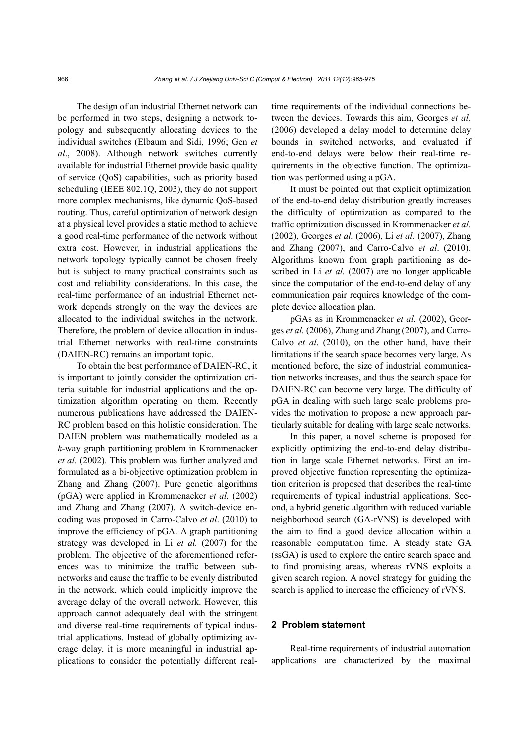The design of an industrial Ethernet network can be performed in two steps, designing a network topology and subsequently allocating devices to the individual switches (Elbaum and Sidi, 1996; Gen *et al*., 2008). Although network switches currently available for industrial Ethernet provide basic quality of service (QoS) capabilities, such as priority based scheduling (IEEE 802.1Q, 2003), they do not support more complex mechanisms, like dynamic QoS-based routing. Thus, careful optimization of network design at a physical level provides a static method to achieve a good real-time performance of the network without extra cost. However, in industrial applications the network topology typically cannot be chosen freely but is subject to many practical constraints such as cost and reliability considerations. In this case, the real-time performance of an industrial Ethernet network depends strongly on the way the devices are allocated to the individual switches in the network. Therefore, the problem of device allocation in industrial Ethernet networks with real-time constraints (DAIEN-RC) remains an important topic.

To obtain the best performance of DAIEN-RC, it is important to jointly consider the optimization criteria suitable for industrial applications and the optimization algorithm operating on them. Recently numerous publications have addressed the DAIEN-RC problem based on this holistic consideration. The DAIEN problem was mathematically modeled as a *k*-way graph partitioning problem in Krommenacker *et al.* (2002). This problem was further analyzed and formulated as a bi-objective optimization problem in Zhang and Zhang (2007). Pure genetic algorithms (pGA) were applied in Krommenacker *et al.* (2002) and Zhang and Zhang (2007). A switch-device encoding was proposed in Carro-Calvo *et al*. (2010) to improve the efficiency of pGA. A graph partitioning strategy was developed in Li *et al.* (2007) for the problem. The objective of the aforementioned references was to minimize the traffic between subnetworks and cause the traffic to be evenly distributed in the network, which could implicitly improve the average delay of the overall network. However, this approach cannot adequately deal with the stringent and diverse real-time requirements of typical industrial applications. Instead of globally optimizing average delay, it is more meaningful in industrial applications to consider the potentially different real-time requirements of the individual connections between the devices. Towards this aim, Georges *et al*. (2006) developed a delay model to determine delay bounds in switched networks, and evaluated if end-to-end delays were below their real-time requirements in the objective function. The optimization was performed using a pGA.

It must be pointed out that explicit optimization of the end-to-end delay distribution greatly increases the difficulty of optimization as compared to the traffic optimization discussed in Krommenacker *et al.* (2002), Georges *et al.* (2006), Li *et al.* (2007), Zhang and Zhang (2007), and Carro-Calvo *et al*. (2010). Algorithms known from graph partitioning as described in Li *et al.* (2007) are no longer applicable since the computation of the end-to-end delay of any communication pair requires knowledge of the complete device allocation plan.

pGAs as in Krommenacker *et al.* (2002), Georges *et al.* (2006), Zhang and Zhang (2007), and Carro-Calvo *et al*. (2010), on the other hand, have their limitations if the search space becomes very large. As mentioned before, the size of industrial communication networks increases, and thus the search space for DAIEN-RC can become very large. The difficulty of pGA in dealing with such large scale problems provides the motivation to propose a new approach particularly suitable for dealing with large scale networks.

In this paper, a novel scheme is proposed for explicitly optimizing the end-to-end delay distribution in large scale Ethernet networks. First an improved objective function representing the optimization criterion is proposed that describes the real-time requirements of typical industrial applications. Second, a hybrid genetic algorithm with reduced variable neighborhood search (GA-rVNS) is developed with the aim to find a good device allocation within a reasonable computation time. A steady state GA (ssGA) is used to explore the entire search space and to find promising areas, whereas rVNS exploits a given search region. A novel strategy for guiding the search is applied to increase the efficiency of rVNS.

## 2 Problem statement

Real-time requirements of industrial automation applications are characterized by the maximal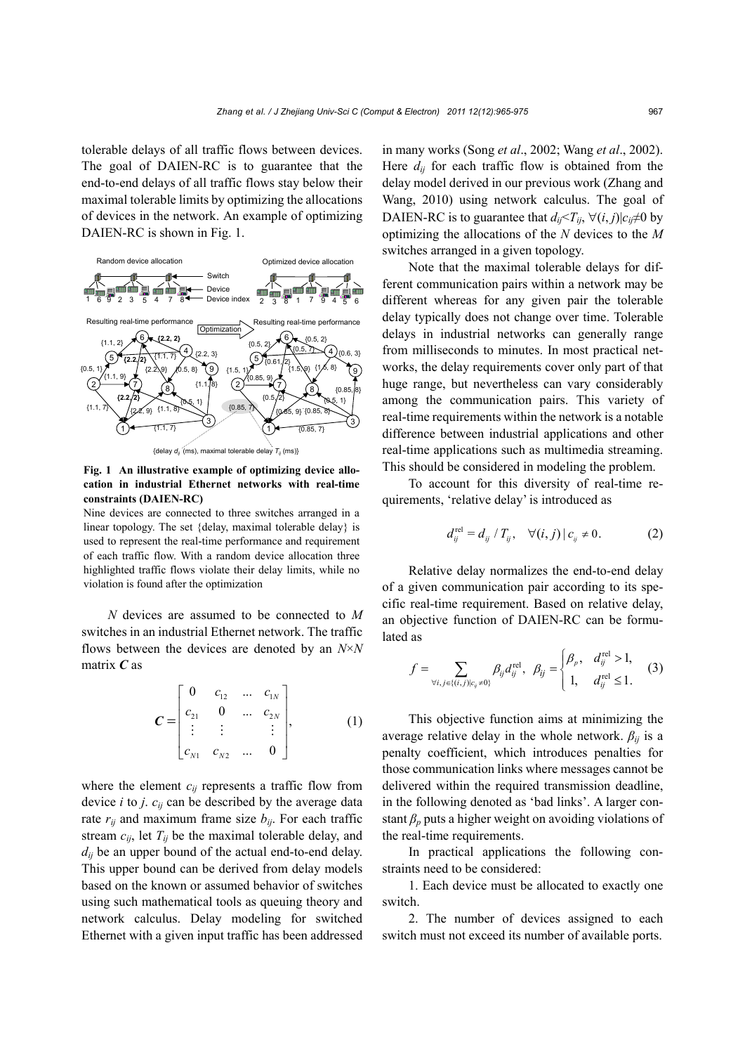tolerable delays of all traffic flows between devices. The goal of DAIEN-RC is to guarantee that the end-to-end delays of all traffic flows stay below their maximal tolerable limits by optimizing the allocations of devices in the network. An example of optimizing DAIEN-RC is shown in Fig. 1.

**Fig. 1 An illustrative example of optimizing device allocation in industrial Ethernet networks with real-time constraints (DAIEN-RC)**

Nine devices are connected to three switches arranged in a linear topology. The set {delay, maximal tolerable delay} is used to represent the real-time performance and requirement of each traffic flow. With a random device allocation three highlighted traffic flows violate their delay limits, while no violation is found after the optimization

$N$ devices are assumed to be connected to $M$ switches in an industrial Ethernet network. The traffic flows between the devices are denoted by an $N\times N$ matrix $\boldsymbol{C}$ as

$$\boldsymbol{C}=\begin{bmatrix} 0 & c_{12} & \dots & c_{1N} \\ c_{21} & 0 & \dots & c_{2N} \\ \vdots & \vdots & & \vdots \\ c_{N1} & c_{N2} & \dots & 0 \end{bmatrix}, \tag{1}$$

where the element $c_{ij}$ represents a traffic flow from device $i$ to $j$. $c_{ij}$ can be described by the average data rate $r_{ij}$ and maximum frame size $b_{ij}$. For each traffic stream $c_{ij}$, let $T_{ij}$ be the maximal tolerable delay, and $d_{ij}$ be an upper bound of the actual end-to-end delay. This upper bound can be derived from delay models based on the known or assumed behavior of switches using such mathematical tools as queuing theory and network calculus. Delay modeling for switched Ethernet with a given input traffic has been addressed in many works (Song *et al*., 2002; Wang *et al*., 2002). Here $d_{ij}$ for each traffic flow is obtained from the delay model derived in our previous work (Zhang and Wang, 2010) using network calculus. The goal of DAIEN-RC is to guarantee that $d_{ij}<T_{ij}$, $\forall(i, j)|c_{ij}\neq 0$ by optimizing the allocations of the $N$ devices to the $M$ switches arranged in a given topology.

Note that the maximal tolerable delays for different communication pairs within a network may be different whereas for any given pair the tolerable delay typically does not change over time. Tolerable delays in industrial networks can generally range from milliseconds to minutes. In most practical networks, the delay requirements cover only part of that huge range, but nevertheless can vary considerably among the communication pairs. This variety of real-time requirements within the network is a notable difference between industrial applications and other real-time applications such as multimedia streaming. This should be considered in modeling the problem.

To account for this diversity of real-time requirements, 'relative delay' is introduced as

$$d_{ij}^{\text{rel}} = d_{ij} / T_{ij}, \quad \forall(i, j)\,|\, c_{ij}\neq 0. \tag{2}$$

Relative delay normalizes the end-to-end delay of a given communication pair according to its specific real-time requirement. Based on relative delay, an objective function of DAIEN-RC can be formulated as

$$f=\sum_{\forall i,j\in\{(i,j)|c_{ij}\neq 0\}} \beta_{ij} d_{ij}^{\text{rel}}, \quad \beta_{ij}=\begin{cases} \beta_p, & d_{ij}^{\text{rel}}>1, \\ 1, & d_{ij}^{\text{rel}}\leq 1. \end{cases} \tag{3}$$

This objective function aims at minimizing the average relative delay in the whole network. $\beta_{ij}$ is a penalty coefficient, which introduces penalties for those communication links where messages cannot be delivered within the required transmission deadline, in the following denoted as 'bad links'. A larger constant $\beta_p$ puts a higher weight on avoiding violations of the real-time requirements.

In practical applications the following constraints need to be considered:

1. Each device must be allocated to exactly one switch.

2. The number of devices assigned to each switch must not exceed its number of available ports.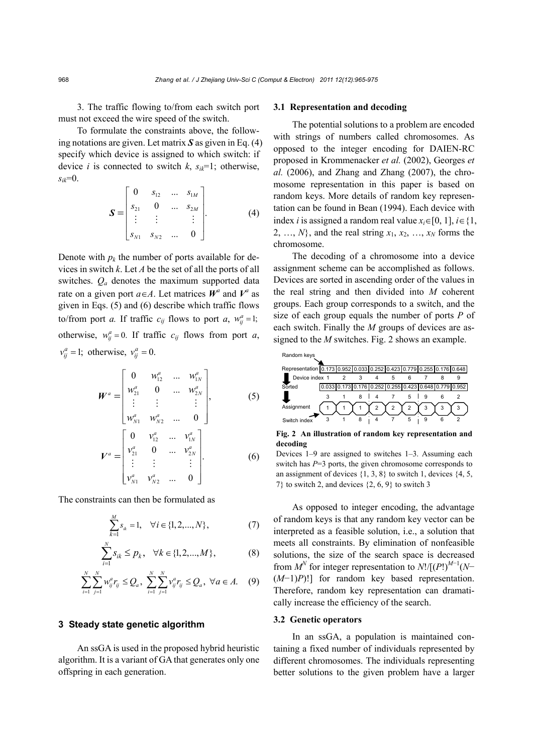3. The traffic flowing to/from each switch port must not exceed the wire speed of the switch.

To formulate the constraints above, the following notations are given. Let matrix $\boldsymbol{S}$ as given in Eq. (4) specify which device is assigned to which switch: if device $i$ is connected to switch $k$, $s_{ik}$=1; otherwise, $s_{ik}$=0.

$$\boldsymbol{S}=\begin{bmatrix} 0 & s_{12} & \dots & s_{1M} \\ s_{21} & 0 & \dots & s_{2M} \\ \vdots & \vdots & & \vdots \\ s_{N1} & s_{N2} & \dots & 0 \end{bmatrix}. \tag{4}$$

Denote with $p_k$ the number of ports available for devices in switch $k$. Let $A$ be the set of all the ports of all switches. $Q_a$ denotes the maximum supported data rate on a given port $a \in A$. Let matrices $\boldsymbol{W}^a$ and $\boldsymbol{V}^a$ as given in Eqs. (5) and (6) describe which traffic flows to/from port $a$. If traffic $c_{ij}$ flows to port $a$, $w_{ij}^a = 1$; otherwise, $w_{ij}^a = 0$. If traffic $c_{ij}$ flows from port $a$, $v_{ij}^a = 1$; otherwise, $v_{ij}^a = 0$.

$$\boldsymbol{W}^a=\begin{bmatrix} 0 & w_{12}^a & \dots & w_{1N}^a \\ w_{21}^a & 0 & \dots & w_{2N}^a \\ \vdots & \vdots & & \vdots \\ w_{N1}^a & w_{N2}^a & \dots & 0 \end{bmatrix}, \tag{5}$$

$$\boldsymbol{V}^a=\begin{bmatrix} 0 & v_{12}^a & \dots & v_{1N}^a \\ v_{21}^a & 0 & \dots & v_{2N}^a \\ \vdots & \vdots & & \vdots \\ v_{N1}^a & v_{N2}^a & \dots & 0 \end{bmatrix}. \tag{6}$$

The constraints can then be formulated as

$$\sum_{k=1}^{M} s_{ik} = 1, \quad \forall i \in \{1, 2, \dots, N\}, \tag{7}$$

$$\sum_{i=1}^{N} s_{ik} \le p_k, \quad \forall k \in \{1, 2, \dots, M\}, \tag{8}$$

$$\sum_{i=1}^{N}\sum_{j=1}^{N} w_{ij}^a r_{ij} \le Q_a, \ \sum_{i=1}^{N}\sum_{j=1}^{N} v_{ij}^a r_{ij} \le Q_a, \ \forall a \in A. \tag{9}$$

## 3 Steady state genetic algorithm

An ssGA is used in the proposed hybrid heuristic algorithm. It is a variant of GA that generates only one offspring in each generation.

### 3.1 Representation and decoding

The potential solutions to a problem are encoded with strings of numbers called chromosomes. As opposed to the integer encoding for DAIEN-RC proposed in Krommenacker *et al.* (2002), Georges *et al.* (2006), and Zhang and Zhang (2007), the chromosome representation in this paper is based on random keys. More details of random key representation can be found in Bean (1994). Each device with index $i$ is assigned a random real value $x_i \in [0, 1]$, $i \in \{1, 2, \dots, N\}$, and the real string $x_1, x_2, \dots, x_N$ forms the chromosome.

The decoding of a chromosome into a device assignment scheme can be accomplished as follows. Devices are sorted in ascending order of the values in the real string and then divided into $M$ coherent groups. Each group corresponds to a switch, and the size of each group equals the number of ports $P$ of each switch. Finally the $M$ groups of devices are assigned to the $M$ switches. Fig. 2 shows an example.

| | | | | | | | | | |
|---|---|---|---|---|---|---|---|---|---|
| Representation | 0.173 | 0.952 | 0.033 | 0.252 | 0.423 | 0.779 | 0.255 | 0.176 | 0.648 |
| Device index | 1 | 2 | 3 | 4 | 5 | 6 | 7 | 8 | 9 |
| Sorted | 0.033 | 0.173 | 0.176 | 0.252 | 0.255 | 0.423 | 0.648 | 0.779 | 0.952 |
| | 3 | 1 | 8 | 4 | 7 | 5 | 9 | 6 | 2 |
| Assignment | 1 | 1 | 1 | 2 | 2 | 2 | 3 | 3 | 3 |
| Switch index | 3 | 1 | 8 | 4 | 7 | 5 | 9 | 6 | 2 |

**Fig. 2 An illustration of random key representation and decoding**

Devices 1–9 are assigned to switches 1–3. Assuming each switch has $P$=3 ports, the given chromosome corresponds to an assignment of devices {1, 3, 8} to switch 1, devices {4, 5, 7} to switch 2, and devices {2, 6, 9} to switch 3

As opposed to integer encoding, the advantage of random keys is that any random key vector can be interpreted as a feasible solution, i.e., a solution that meets all constraints. By elimination of nonfeasible solutions, the size of the search space is decreased from $M^N$ for integer representation to $N!/[(P!)^{M-1}(N-(M-1)P)!]$ for random key based representation. Therefore, random key representation can dramatically increase the efficiency of the search.

### 3.2 Genetic operators

In an ssGA, a population is maintained containing a fixed number of individuals represented by different chromosomes. The individuals representing better solutions to the given problem have a larger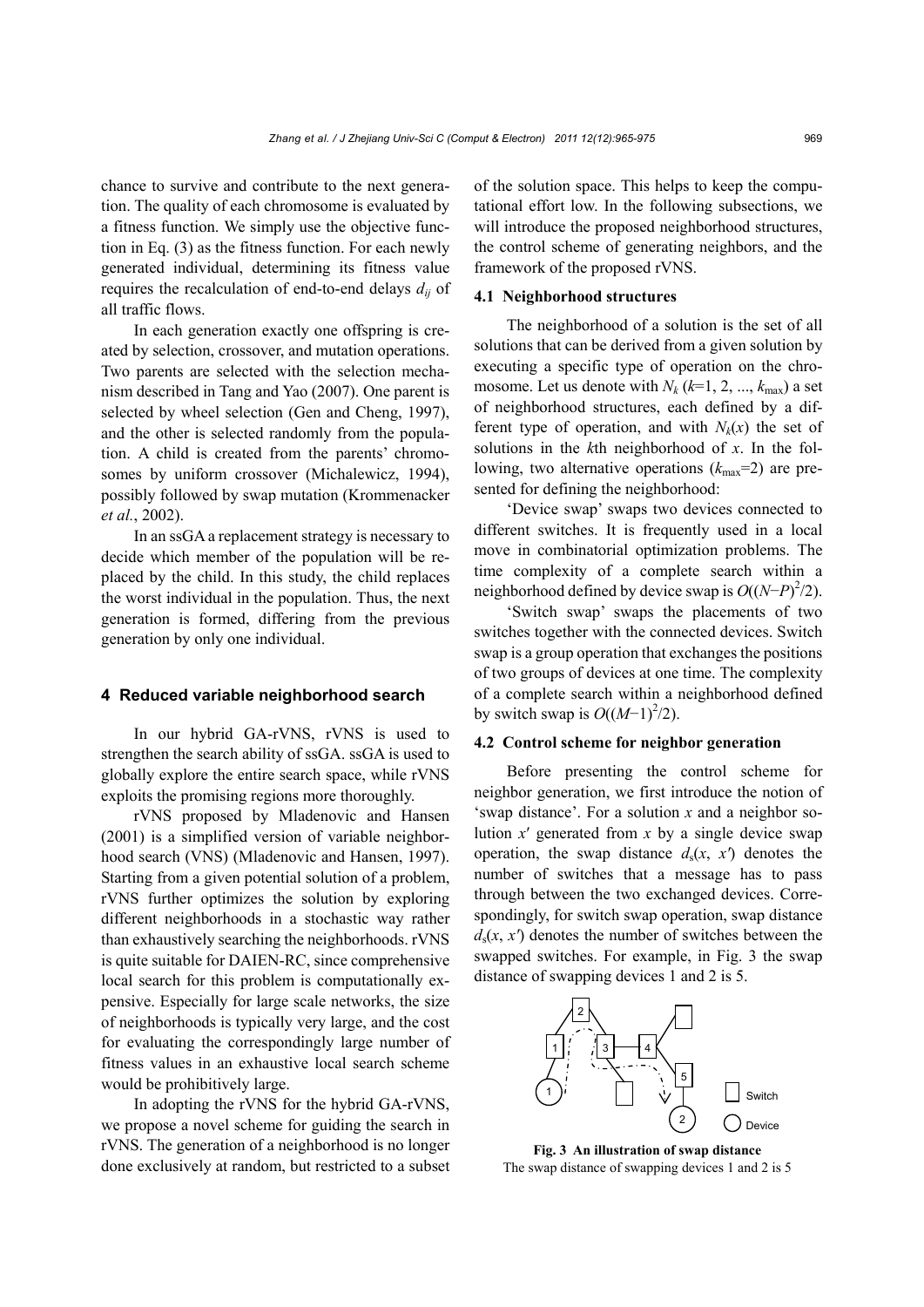chance to survive and contribute to the next generation. The quality of each chromosome is evaluated by a fitness function. We simply use the objective function in Eq. (3) as the fitness function. For each newly generated individual, determining its fitness value requires the recalculation of end-to-end delays $d_{ij}$ of all traffic flows.

In each generation exactly one offspring is created by selection, crossover, and mutation operations. Two parents are selected with the selection mechanism described in Tang and Yao (2007). One parent is selected by wheel selection (Gen and Cheng, 1997), and the other is selected randomly from the population. A child is created from the parents' chromosomes by uniform crossover (Michalewicz, 1994), possibly followed by swap mutation (Krommenacker *et al.*, 2002).

In an ssGA a replacement strategy is necessary to decide which member of the population will be replaced by the child. In this study, the child replaces the worst individual in the population. Thus, the next generation is formed, differing from the previous generation by only one individual.

## 4 Reduced variable neighborhood search

In our hybrid GA-rVNS, rVNS is used to strengthen the search ability of ssGA. ssGA is used to globally explore the entire search space, while rVNS exploits the promising regions more thoroughly.

rVNS proposed by Mladenovic and Hansen (2001) is a simplified version of variable neighborhood search (VNS) (Mladenovic and Hansen, 1997). Starting from a given potential solution of a problem, rVNS further optimizes the solution by exploring different neighborhoods in a stochastic way rather than exhaustively searching the neighborhoods. rVNS is quite suitable for DAIEN-RC, since comprehensive local search for this problem is computationally expensive. Especially for large scale networks, the size of neighborhoods is typically very large, and the cost for evaluating the correspondingly large number of fitness values in an exhaustive local search scheme would be prohibitively large.

In adopting the rVNS for the hybrid GA-rVNS, we propose a novel scheme for guiding the search in rVNS. The generation of a neighborhood is no longer done exclusively at random, but restricted to a subset of the solution space. This helps to keep the computational effort low. In the following subsections, we will introduce the proposed neighborhood structures, the control scheme of generating neighbors, and the framework of the proposed rVNS.

### 4.1 Neighborhood structures

The neighborhood of a solution is the set of all solutions that can be derived from a given solution by executing a specific type of operation on the chromosome. Let us denote with $N_k$ ($k$=1, 2, ..., $k_{\max}$) a set of neighborhood structures, each defined by a different type of operation, and with $N_k(x)$ the set of solutions in the $k$th neighborhood of $x$. In the following, two alternative operations ($k_{\max}$=2) are presented for defining the neighborhood:

'Device swap' swaps two devices connected to different switches. It is frequently used in a local move in combinatorial optimization problems. The time complexity of a complete search within a neighborhood defined by device swap is $O((N-P)^2/2)$.

'Switch swap' swaps the placements of two switches together with the connected devices. Switch swap is a group operation that exchanges the positions of two groups of devices at one time. The complexity of a complete search within a neighborhood defined by switch swap is $O((M-1)^2/2)$.

### 4.2 Control scheme for neighbor generation

Before presenting the control scheme for neighbor generation, we first introduce the notion of 'swap distance'. For a solution $x$ and a neighbor solution $x'$ generated from $x$ by a single device swap operation, the swap distance $d_s(x, x')$ denotes the number of switches that a message has to pass through between the two exchanged devices. Correspondingly, for switch swap operation, swap distance $d_s(x, x')$ denotes the number of switches between the swapped switches. For example, in Fig. 3 the swap distance of swapping devices 1 and 2 is 5.

**Fig. 3 An illustration of swap distance**
The swap distance of swapping devices 1 and 2 is 5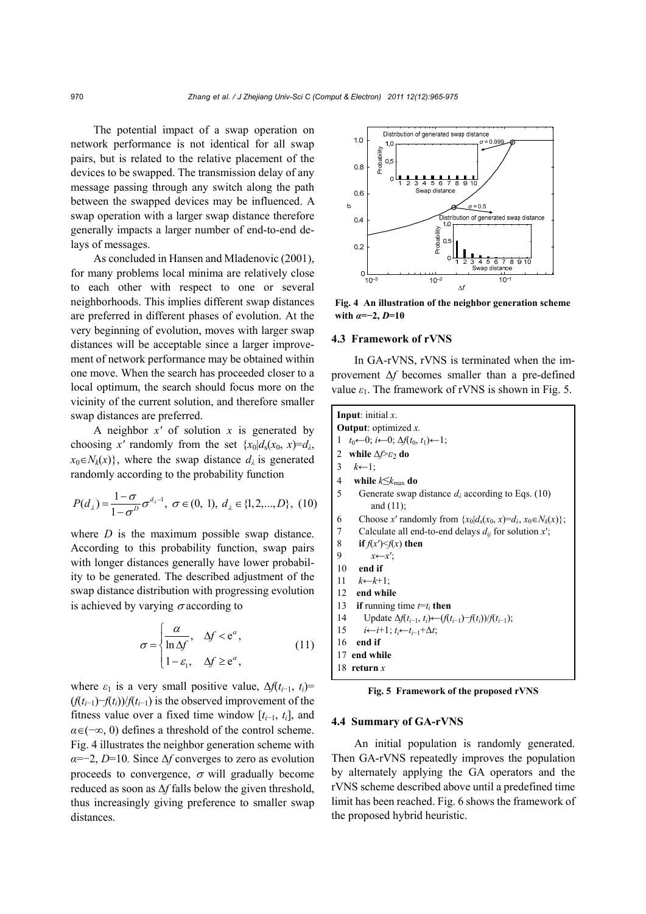The potential impact of a swap operation on network performance is not identical for all swap pairs, but is related to the relative placement of the devices to be swapped. The transmission delay of any message passing through any switch along the path between the swapped devices may be influenced. A swap operation with a larger swap distance therefore generally impacts a larger number of end-to-end delays of messages.

As concluded in Hansen and Mladenovic (2001), for many problems local minima are relatively close to each other with respect to one or several neighborhoods. This implies different swap distances are preferred in different phases of evolution. At the very beginning of evolution, moves with larger swap distances will be acceptable since a larger improvement of network performance may be obtained within one move. When the search has proceeded closer to a local optimum, the search should focus more on the vicinity of the current solution, and therefore smaller swap distances are preferred.

A neighbor $x'$ of solution $x$ is generated by choosing $x'$ randomly from the set $\{x_0|d_s(x_0, x)=d_\lambda, x_0\in N_k(x)\}$, where the swap distance $d_\lambda$ is generated randomly according to the probability function

$$P(d_\lambda)=\frac{1-\sigma}{1-\sigma^D}\sigma^{d_\lambda-1},\ \sigma\in(0,\ 1),\ d_\lambda\in\{1,2,...,D\},\ (10)$$

where $D$ is the maximum possible swap distance. According to this probability function, swap pairs with longer distances generally have lower probability to be generated. The described adjustment of the swap distance distribution with progressing evolution is achieved by varying $\sigma$ according to

$$\sigma=\begin{cases}\dfrac{\alpha}{\ln\Delta f}, & \Delta f<\mathrm{e}^{\alpha},\\ 1-\varepsilon_1, & \Delta f\geq \mathrm{e}^{\alpha},\end{cases} \qquad (11)$$

where $\varepsilon_1$ is a very small positive value, $\Delta f(t_{i-1}, t_i)=(f(t_{i-1})-f(t_i))/f(t_{i-1})$ is the observed improvement of the fitness value over a fixed time window $[t_{i-1}, t_i]$, and $\alpha\in(-\infty, 0)$ defines a threshold of the control scheme. Fig. 4 illustrates the neighbor generation scheme with $\alpha=-2$, $D=10$. Since $\Delta f$ converges to zero as evolution proceeds to convergence, $\sigma$ will gradually become reduced as soon as $\Delta f$ falls below the given threshold, thus increasingly giving preference to smaller swap distances.

**Fig. 4 An illustration of the neighbor generation scheme with $\alpha=-2$, $D=10$**

### 4.3 Framework of rVNS

In GA-rVNS, rVNS is terminated when the improvement $\Delta f$ becomes smaller than a pre-defined value $\varepsilon_1$. The framework of rVNS is shown in Fig. 5.

```
Input: initial x.
Output: optimized x.
1  t0←0; i←0; Δf(t0, t1)←1;
2  while Δf>ε2 do
3    k←1;
4    while k≤kmax do
5      Generate swap distance dλ according to Eqs. (10)
         and (11);
6      Choose x' randomly from {x0|ds(x0, x)=dλ, x0∈Nk(x)};
7      Calculate all end-to-end delays dij for solution x';
8      if f(x')<f(x) then
9        x←x';
10     end if
11     k←k+1;
12   end while
13   if running time t=ti then
14     Update Δf(ti−1, ti)←(f(ti−1)−f(ti))/f(ti−1);
15     i←i+1; ti←ti−1+Δt;
16   end if
17 end while
18 return x
```

**Fig. 5 Framework of the proposed rVNS**

### 4.4 Summary of GA-rVNS

An initial population is randomly generated. Then GA-rVNS repeatedly improves the population by alternately applying the GA operators and the rVNS scheme described above until a predefined time limit has been reached. Fig. 6 shows the framework of the proposed hybrid heuristic.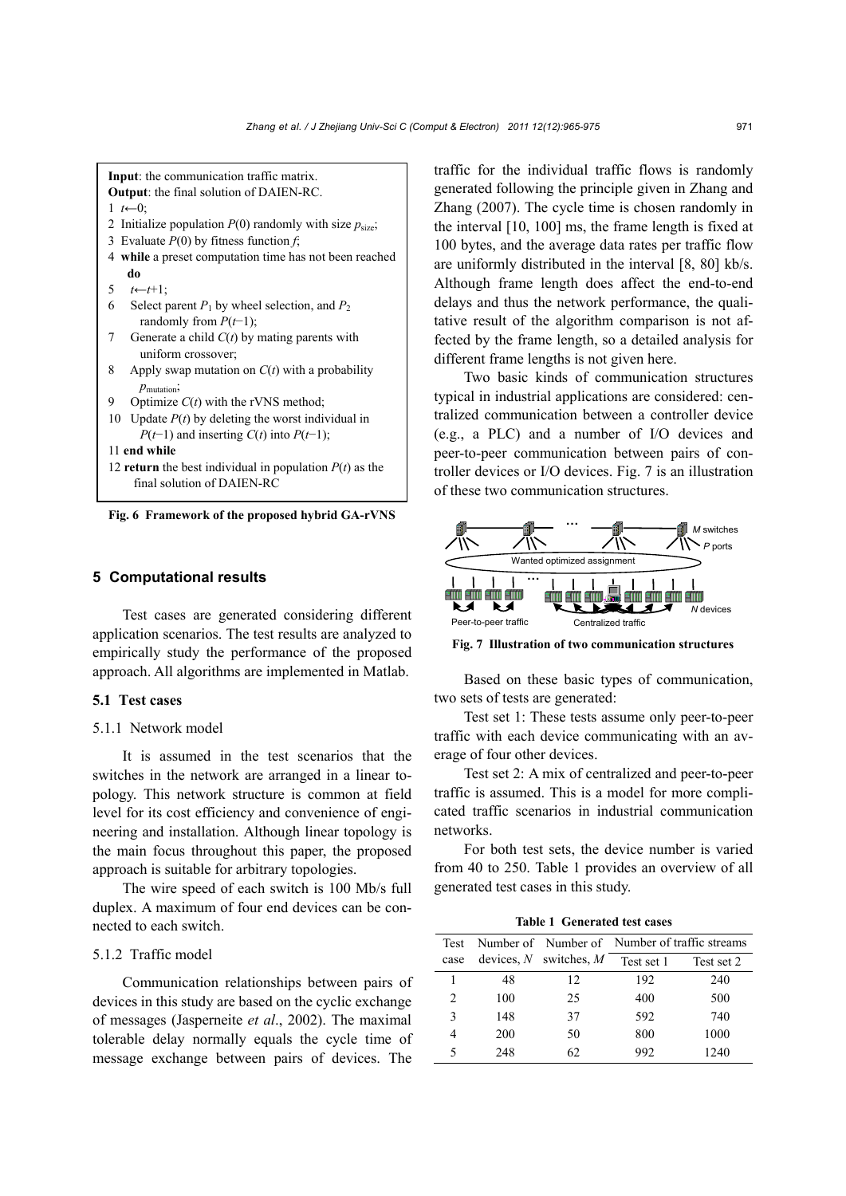**Input**: the communication traffic matrix.
**Output**: the final solution of DAIEN-RC.
1 $t$←0;
2 Initialize population $P(0)$ randomly with size $p_{size}$;
3 Evaluate $P(0)$ by fitness function $f$;
4 **while** a preset computation time has not been reached **do**
5 $t$←$t$+1;
6 Select parent $P_1$ by wheel selection, and $P_2$ randomly from $P(t-1)$;
7 Generate a child $C(t)$ by mating parents with uniform crossover;
8 Apply swap mutation on $C(t)$ with a probability $p_{mutation}$;
9 Optimize $C(t)$ with the rVNS method;
10 Update $P(t)$ by deleting the worst individual in $P(t-1)$ and inserting $C(t)$ into $P(t-1)$;
11 **end while**
12 **return** the best individual in population $P(t)$ as the final solution of DAIEN-RC

**Fig. 6 Framework of the proposed hybrid GA-rVNS**

## 5 Computational results

Test cases are generated considering different application scenarios. The test results are analyzed to empirically study the performance of the proposed approach. All algorithms are implemented in Matlab.

### 5.1 Test cases

#### 5.1.1 Network model

It is assumed in the test scenarios that the switches in the network are arranged in a linear topology. This network structure is common at field level for its cost efficiency and convenience of engineering and installation. Although linear topology is the main focus throughout this paper, the proposed approach is suitable for arbitrary topologies.

The wire speed of each switch is 100 Mb/s full duplex. A maximum of four end devices can be connected to each switch.

#### 5.1.2 Traffic model

Communication relationships between pairs of devices in this study are based on the cyclic exchange of messages (Jasperneite *et al*., 2002). The maximal tolerable delay normally equals the cycle time of message exchange between pairs of devices. The traffic for the individual traffic flows is randomly generated following the principle given in Zhang and Zhang (2007). The cycle time is chosen randomly in the interval [10, 100] ms, the frame length is fixed at 100 bytes, and the average data rates per traffic flow are uniformly distributed in the interval [8, 80] kb/s. Although frame length does affect the end-to-end delays and thus the network performance, the qualitative result of the algorithm comparison is not affected by the frame length, so a detailed analysis for different frame lengths is not given here.

Two basic kinds of communication structures typical in industrial applications are considered: centralized communication between a controller device (e.g., a PLC) and a number of I/O devices and peer-to-peer communication between pairs of controller devices or I/O devices. Fig. 7 is an illustration of these two communication structures.

**Fig. 7 Illustration of two communication structures**

Based on these basic types of communication, two sets of tests are generated:

Test set 1: These tests assume only peer-to-peer traffic with each device communicating with an average of four other devices.

Test set 2: A mix of centralized and peer-to-peer traffic is assumed. This is a model for more complicated traffic scenarios in industrial communication networks.

For both test sets, the device number is varied from 40 to 250. Table 1 provides an overview of all generated test cases in this study.

**Table 1 Generated test cases**

| Test case | Number of devices, $N$ | Number of switches, $M$ | Number of traffic streams | |
|---|---|---|---|---|
| | | | Test set 1 | Test set 2 |
| 1 | 48 | 12 | 192 | 240 |
| 2 | 100 | 25 | 400 | 500 |
| 3 | 148 | 37 | 592 | 740 |
| 4 | 200 | 50 | 800 | 1000 |
| 5 | 248 | 62 | 992 | 1240 |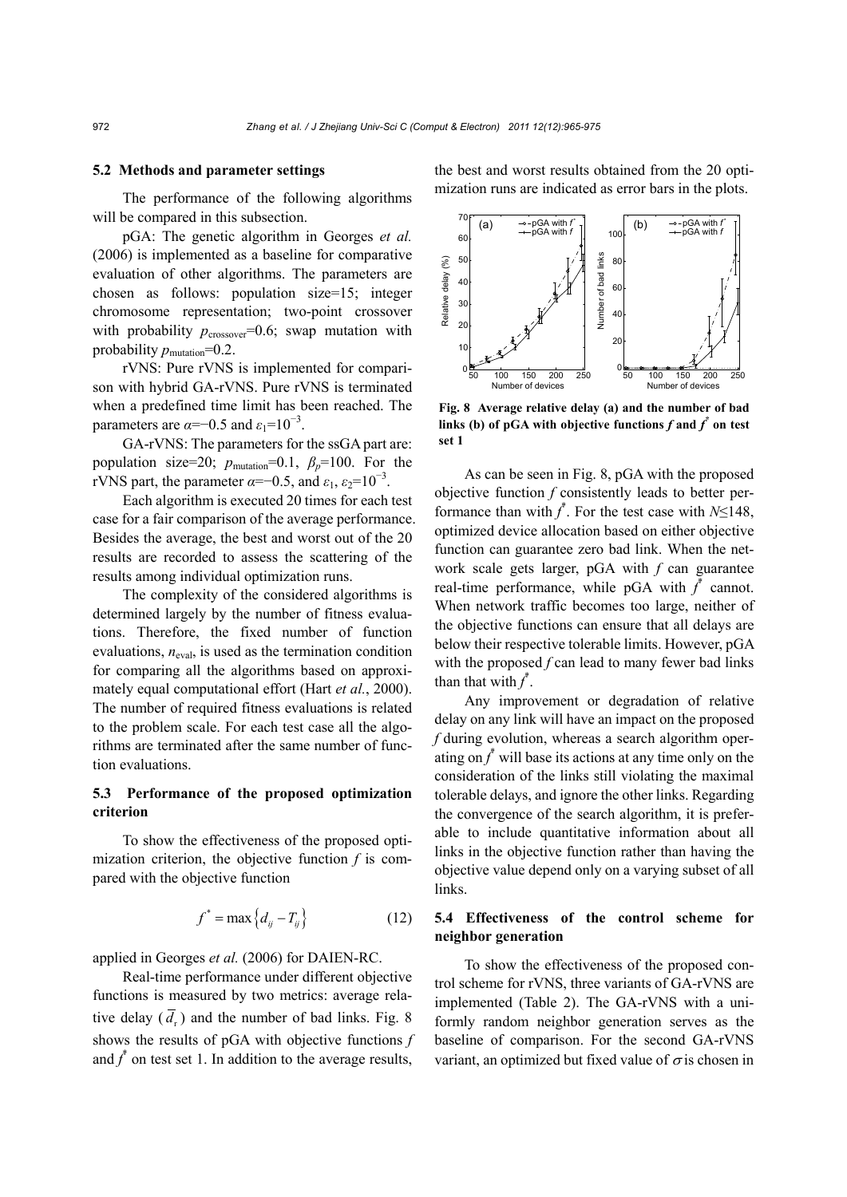### 5.2 Methods and parameter settings

The performance of the following algorithms will be compared in this subsection.

pGA: The genetic algorithm in Georges *et al.* (2006) is implemented as a baseline for comparative evaluation of other algorithms. The parameters are chosen as follows: population size=15; integer chromosome representation; two-point crossover with probability $p_{\text{crossover}}$=0.6; swap mutation with probability $p_{\text{mutation}}$=0.2.

rVNS: Pure rVNS is implemented for comparison with hybrid GA-rVNS. Pure rVNS is terminated when a predefined time limit has been reached. The parameters are $\alpha$=−0.5 and $\varepsilon_1$=$10^{-3}$.

GA-rVNS: The parameters for the ssGA part are: population size=20; $p_{\text{mutation}}$=0.1, $\beta_p$=100. For the rVNS part, the parameter $\alpha$=−0.5, and $\varepsilon_1$, $\varepsilon_2$=$10^{-3}$.

Each algorithm is executed 20 times for each test case for a fair comparison of the average performance. Besides the average, the best and worst out of the 20 results are recorded to assess the scattering of the results among individual optimization runs.

The complexity of the considered algorithms is determined largely by the number of fitness evaluations. Therefore, the fixed number of function evaluations, $n_{\text{eval}}$, is used as the termination condition for comparing all the algorithms based on approximately equal computational effort (Hart *et al.*, 2000). The number of required fitness evaluations is related to the problem scale. For each test case all the algorithms are terminated after the same number of function evaluations.

### 5.3 Performance of the proposed optimization criterion

To show the effectiveness of the proposed optimization criterion, the objective function $f$ is compared with the objective function

$$f^* = \max\left\{d_{ij} - T_{ij}\right\} \tag{12}$$

applied in Georges *et al.* (2006) for DAIEN-RC.

Real-time performance under different objective functions is measured by two metrics: average relative delay ($\bar{d}_{\text{r}}$) and the number of bad links. Fig. 8 shows the results of pGA with objective functions $f$ and $f^*$ on test set 1. In addition to the average results, the best and worst results obtained from the 20 optimization runs are indicated as error bars in the plots.

**Fig. 8 Average relative delay (a) and the number of bad links (b) of pGA with objective functions $f$ and $f^*$ on test set 1**

As can be seen in Fig. 8, pGA with the proposed objective function $f$ consistently leads to better performance than with $f^*$. For the test case with $N$≤148, optimized device allocation based on either objective function can guarantee zero bad link. When the network scale gets larger, pGA with $f$ can guarantee real-time performance, while pGA with $f^*$ cannot. When network traffic becomes too large, neither of the objective functions can ensure that all delays are below their respective tolerable limits. However, pGA with the proposed $f$ can lead to many fewer bad links than that with $f^*$.

Any improvement or degradation of relative delay on any link will have an impact on the proposed $f$ during evolution, whereas a search algorithm operating on $f^*$ will base its actions at any time only on the consideration of the links still violating the maximal tolerable delays, and ignore the other links. Regarding the convergence of the search algorithm, it is preferable to include quantitative information about all links in the objective function rather than having the objective value depend only on a varying subset of all links.

### 5.4 Effectiveness of the control scheme for neighbor generation

To show the effectiveness of the proposed control scheme for rVNS, three variants of GA-rVNS are implemented (Table 2). The GA-rVNS with a uniformly random neighbor generation serves as the baseline of comparison. For the second GA-rVNS variant, an optimized but fixed value of $\sigma$ is chosen in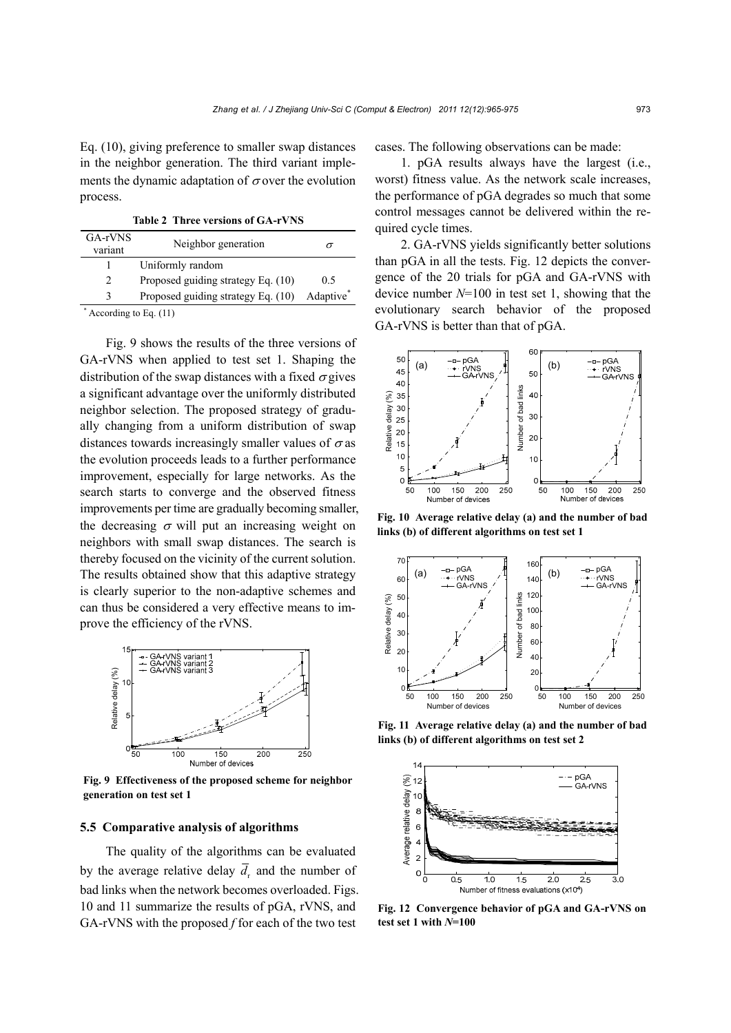Eq. (10), giving preference to smaller swap distances in the neighbor generation. The third variant implements the dynamic adaptation of $\sigma$ over the evolution process.

**Table 2 Three versions of GA-rVNS**

| GA-rVNS variant | Neighbor generation | $\sigma$ |
|---|---|---|
| 1 | Uniformly random | |
| 2 | Proposed guiding strategy Eq. (10) | 0.5 |
| 3 | Proposed guiding strategy Eq. (10) | Adaptive* |

\* According to Eq. (11)

Fig. 9 shows the results of the three versions of GA-rVNS when applied to test set 1. Shaping the distribution of the swap distances with a fixed $\sigma$ gives a significant advantage over the uniformly distributed neighbor selection. The proposed strategy of gradually changing from a uniform distribution of swap distances towards increasingly smaller values of $\sigma$ as the evolution proceeds leads to a further performance improvement, especially for large networks. As the search starts to converge and the observed fitness improvements per time are gradually becoming smaller, the decreasing $\sigma$ will put an increasing weight on neighbors with small swap distances. The search is thereby focused on the vicinity of the current solution. The results obtained show that this adaptive strategy is clearly superior to the non-adaptive schemes and can thus be considered a very effective means to improve the efficiency of the rVNS.

**Fig. 9 Effectiveness of the proposed scheme for neighbor generation on test set 1**

### 5.5 Comparative analysis of algorithms

The quality of the algorithms can be evaluated by the average relative delay $\overline{d}_r$ and the number of bad links when the network becomes overloaded. Figs. 10 and 11 summarize the results of pGA, rVNS, and GA-rVNS with the proposed $f$ for each of the two test cases. The following observations can be made:

1. pGA results always have the largest (i.e., worst) fitness value. As the network scale increases, the performance of pGA degrades so much that some control messages cannot be delivered within the required cycle times.

2. GA-rVNS yields significantly better solutions than pGA in all the tests. Fig. 12 depicts the convergence of the 20 trials for pGA and GA-rVNS with device number $N$=100 in test set 1, showing that the evolutionary search behavior of the proposed GA-rVNS is better than that of pGA.

**Fig. 10 Average relative delay (a) and the number of bad links (b) of different algorithms on test set 1**

**Fig. 11 Average relative delay (a) and the number of bad links (b) of different algorithms on test set 2**

**Fig. 12 Convergence behavior of pGA and GA-rVNS on test set 1 with $N$=100**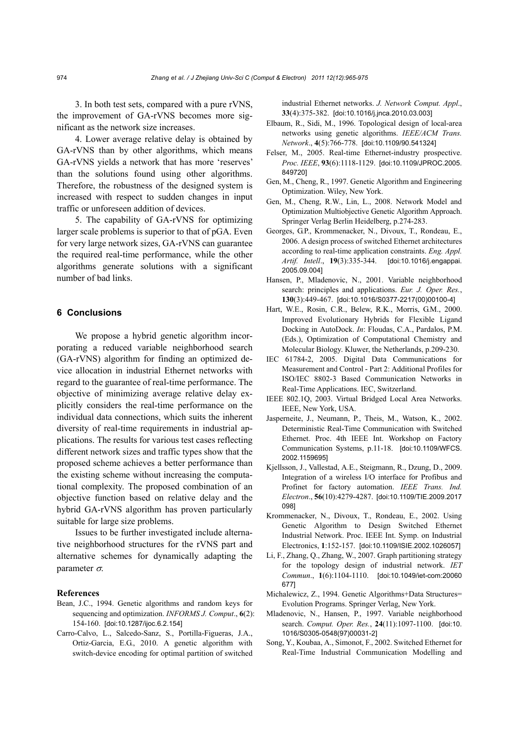3. In both test sets, compared with a pure rVNS, the improvement of GA-rVNS becomes more significant as the network size increases.

4. Lower average relative delay is obtained by GA-rVNS than by other algorithms, which means GA-rVNS yields a network that has more 'reserves' than the solutions found using other algorithms. Therefore, the robustness of the designed system is increased with respect to sudden changes in input traffic or unforeseen addition of devices.

5. The capability of GA-rVNS for optimizing larger scale problems is superior to that of pGA. Even for very large network sizes, GA-rVNS can guarantee the required real-time performance, while the other algorithms generate solutions with a significant number of bad links.

## 6 Conclusions

We propose a hybrid genetic algorithm incorporating a reduced variable neighborhood search (GA-rVNS) algorithm for finding an optimized device allocation in industrial Ethernet networks with regard to the guarantee of real-time performance. The objective of minimizing average relative delay explicitly considers the real-time performance on the individual data connections, which suits the inherent diversity of real-time requirements in industrial applications. The results for various test cases reflecting different network sizes and traffic types show that the proposed scheme achieves a better performance than the existing scheme without increasing the computational complexity. The proposed combination of an objective function based on relative delay and the hybrid GA-rVNS algorithm has proven particularly suitable for large size problems.

Issues to be further investigated include alternative neighborhood structures for the rVNS part and alternative schemes for dynamically adapting the parameter $\sigma$.

### References

Bean, J.C., 1994. Genetic algorithms and random keys for sequencing and optimization. *INFORMS J. Comput.*, **6**(2): 154-160. [doi:10.1287/ijoc.6.2.154]

Carro-Calvo, L., Salcedo-Sanz, S., Portilla-Figueras, J.A., Ortiz-Garcia, E.G., 2010. A genetic algorithm with switch-device encoding for optimal partition of switched industrial Ethernet networks. *J. Network Comput. Appl.*, **33**(4):375-382. [doi:10.1016/j.jnca.2010.03.003]

Elbaum, R., Sidi, M., 1996. Topological design of local-area networks using genetic algorithms. *IEEE/ACM Trans. Network.*, **4**(5):766-778. [doi:10.1109/90.541324]

Felser, M., 2005. Real-time Ethernet-industry prospective. *Proc. IEEE*, **93**(6):1118-1129. [doi:10.1109/JPROC.2005.849720]

Gen, M., Cheng, R., 1997. Genetic Algorithm and Engineering Optimization. Wiley, New York.

Gen, M., Cheng, R.W., Lin, L., 2008. Network Model and Optimization Multiobjective Genetic Algorithm Approach. Springer Verlag Berlin Heidelberg, p.274-283.

Georges, G.P., Krommenacker, N., Divoux, T., Rondeau, E., 2006. A design process of switched Ethernet architectures according to real-time application constraints. *Eng. Appl. Artif. Intell.*, **19**(3):335-344. [doi:10.1016/j.engappai.2005.09.004]

Hansen, P., Mladenovic, N., 2001. Variable neighborhood search: principles and applications. *Eur. J. Oper. Res.*, **130**(3):449-467. [doi:10.1016/S0377-2217(00)00100-4]

Hart, W.E., Rosin, C.R., Belew, R.K., Morris, G.M., 2000. Improved Evolutionary Hybrids for Flexible Ligand Docking in AutoDock. *In*: Floudas, C.A., Pardalos, P.M. (Eds.), Optimization of Computational Chemistry and Molecular Biology. Kluwer, the Netherlands, p.209-230.

IEC 61784-2, 2005. Digital Data Communications for Measurement and Control - Part 2: Additional Profiles for ISO/IEC 8802-3 Based Communication Networks in Real-Time Applications. IEC, Switzerland.

IEEE 802.1Q, 2003. Virtual Bridged Local Area Networks. IEEE, New York, USA.

Jasperneite, J., Neumann, P., Theis, M., Watson, K., 2002. Deterministic Real-Time Communication with Switched Ethernet. Proc. 4th IEEE Int. Workshop on Factory Communication Systems, p.11-18. [doi:10.1109/WFCS.2002.1159695]

Kjellsson, J., Vallestad, A.E., Steigmann, R., Dzung, D., 2009. Integration of a wireless I/O interface for Profibus and Profinet for factory automation. *IEEE Trans. Ind. Electron.*, **56**(10):4279-4287. [doi:10.1109/TIE.2009.2017098]

Krommenacker, N., Divoux, T., Rondeau, E., 2002. Using Genetic Algorithm to Design Switched Ethernet Industrial Network. Proc. IEEE Int. Symp. on Industrial Electronics, **1**:152-157. [doi:10.1109/ISIE.2002.1026057]

Li, F., Zhang, Q., Zhang, W., 2007. Graph partitioning strategy for the topology design of industrial network. *IET Commun.*, **1**(6):1104-1110. [doi:10.1049/iet-com:20060677]

Michalewicz, Z., 1994. Genetic Algorithms+Data Structures= Evolution Programs. Springer Verlag, New York.

Mladenovic, N., Hansen, P., 1997. Variable neighborhood search. *Comput. Oper. Res.*, **24**(11):1097-1100. [doi:10.1016/S0305-0548(97)00031-2]

Song, Y., Koubaa, A., Simonot, F., 2002. Switched Ethernet for Real-Time Industrial Communication Modelling and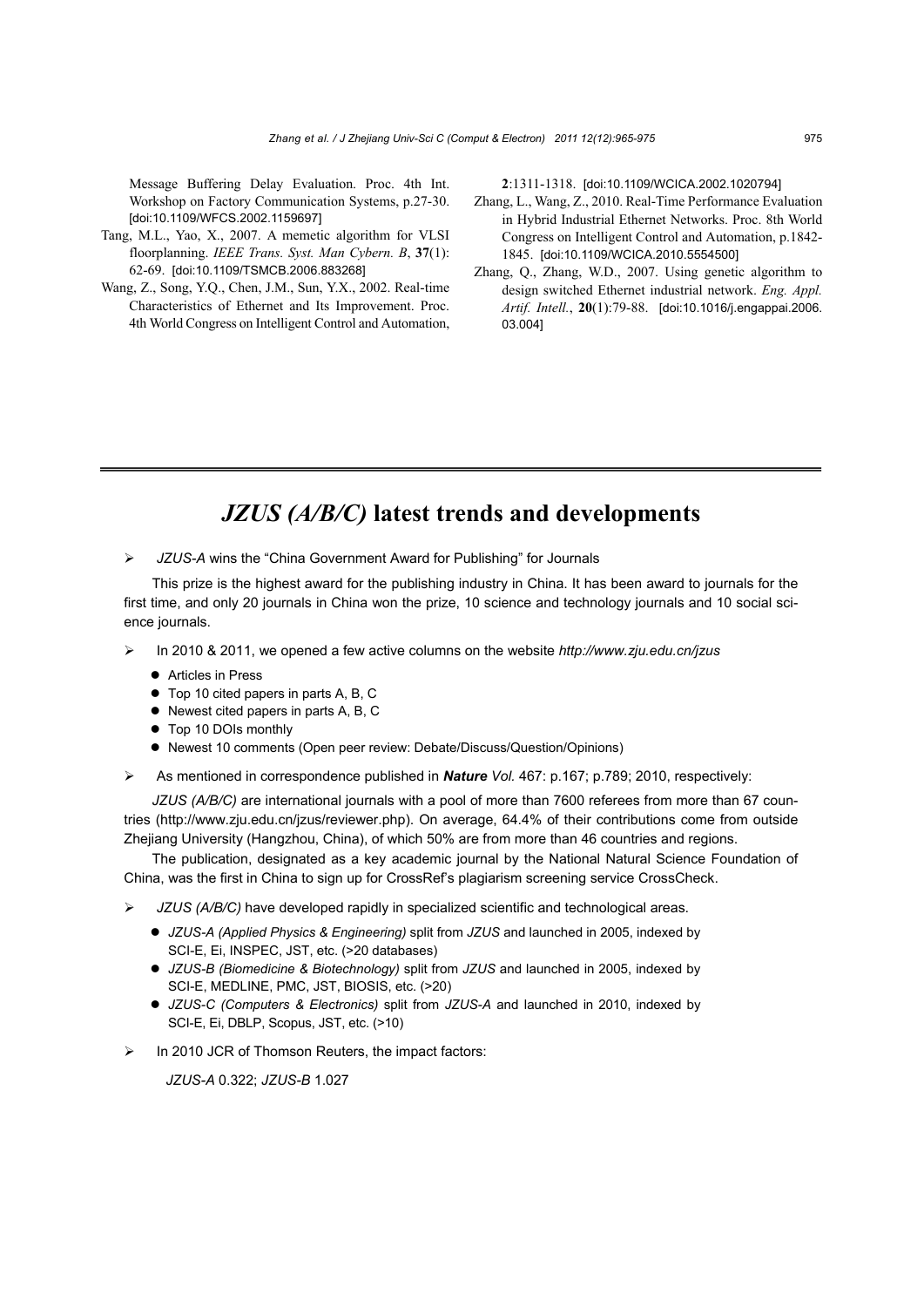Message Buffering Delay Evaluation. Proc. 4th Int. Workshop on Factory Communication Systems, p.27-30. [doi:10.1109/WFCS.2002.1159697]

Tang, M.L., Yao, X., 2007. A memetic algorithm for VLSI floorplanning. *IEEE Trans. Syst. Man Cybern. B*, **37**(1): 62-69. [doi:10.1109/TSMCB.2006.883268]

Wang, Z., Song, Y.Q., Chen, J.M., Sun, Y.X., 2002. Real-time Characteristics of Ethernet and Its Improvement. Proc. 4th World Congress on Intelligent Control and Automation, **2**:1311-1318. [doi:10.1109/WCICA.2002.1020794]

Zhang, L., Wang, Z., 2010. Real-Time Performance Evaluation in Hybrid Industrial Ethernet Networks. Proc. 8th World Congress on Intelligent Control and Automation, p.1842-1845. [doi:10.1109/WCICA.2010.5554500]

Zhang, Q., Zhang, W.D., 2007. Using genetic algorithm to design switched Ethernet industrial network. *Eng. Appl. Artif. Intell.*, **20**(1):79-88. [doi:10.1016/j.engappai.2006.03.004]

---

# *JZUS (A/B/C)* latest trends and developments

- *JZUS-A* wins the "China Government Award for Publishing" for Journals

This prize is the highest award for the publishing industry in China. It has been award to journals for the first time, and only 20 journals in China won the prize, 10 science and technology journals and 10 social science journals.

- In 2010 & 2011, we opened a few active columns on the website *http://www.zju.edu.cn/jzus*
  - Articles in Press
  - Top 10 cited papers in parts A, B, C
  - Newest cited papers in parts A, B, C
  - Top 10 DOIs monthly
  - Newest 10 comments (Open peer review: Debate/Discuss/Question/Opinions)

- As mentioned in correspondence published in ***Nature*** *Vol.* 467: p.167; p.789; 2010, respectively:

*JZUS (A/B/C)* are international journals with a pool of more than 7600 referees from more than 67 countries (http://www.zju.edu.cn/jzus/reviewer.php). On average, 64.4% of their contributions come from outside Zhejiang University (Hangzhou, China), of which 50% are from more than 46 countries and regions.

The publication, designated as a key academic journal by the National Natural Science Foundation of China, was the first in China to sign up for CrossRef's plagiarism screening service CrossCheck.

- *JZUS (A/B/C)* have developed rapidly in specialized scientific and technological areas.
  - *JZUS-A (Applied Physics & Engineering)* split from *JZUS* and launched in 2005, indexed by SCI-E, Ei, INSPEC, JST, etc. (>20 databases)
  - *JZUS-B (Biomedicine & Biotechnology)* split from *JZUS* and launched in 2005, indexed by SCI-E, MEDLINE, PMC, JST, BIOSIS, etc. (>20)
  - *JZUS-C (Computers & Electronics)* split from *JZUS-A* and launched in 2010, indexed by SCI-E, Ei, DBLP, Scopus, JST, etc. (>10)

- In 2010 JCR of Thomson Reuters, the impact factors:

*JZUS-A* 0.322; *JZUS-B* 1.027